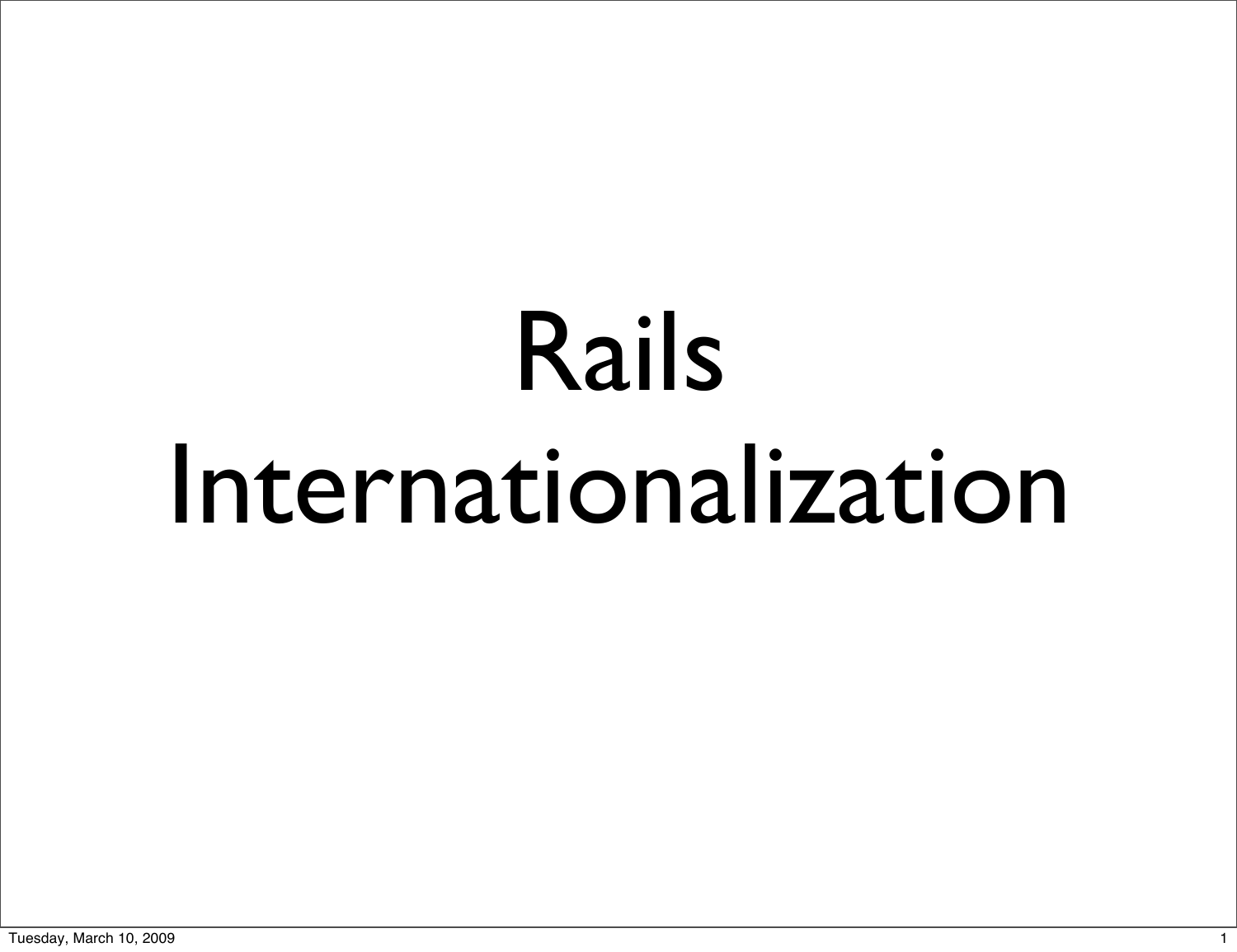# Rails Internationalization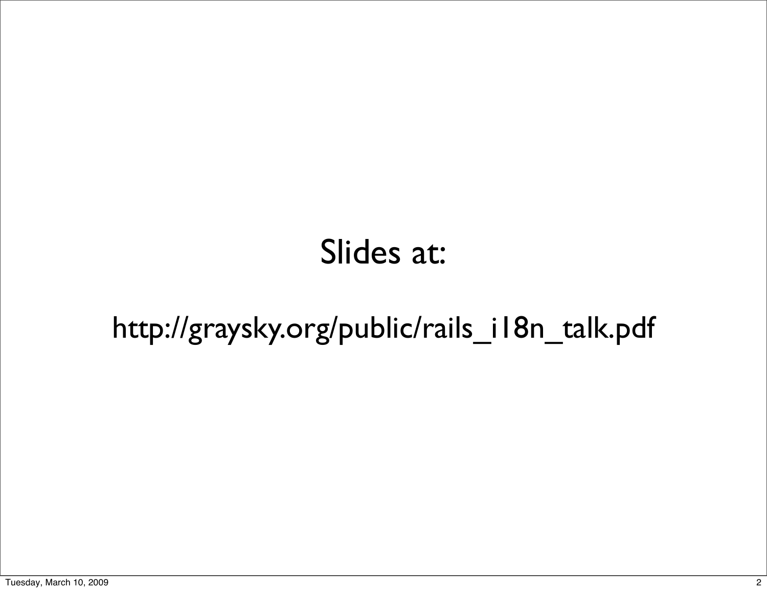Slides at:

http://graysky.org/public/rails_i18n_talk.pdf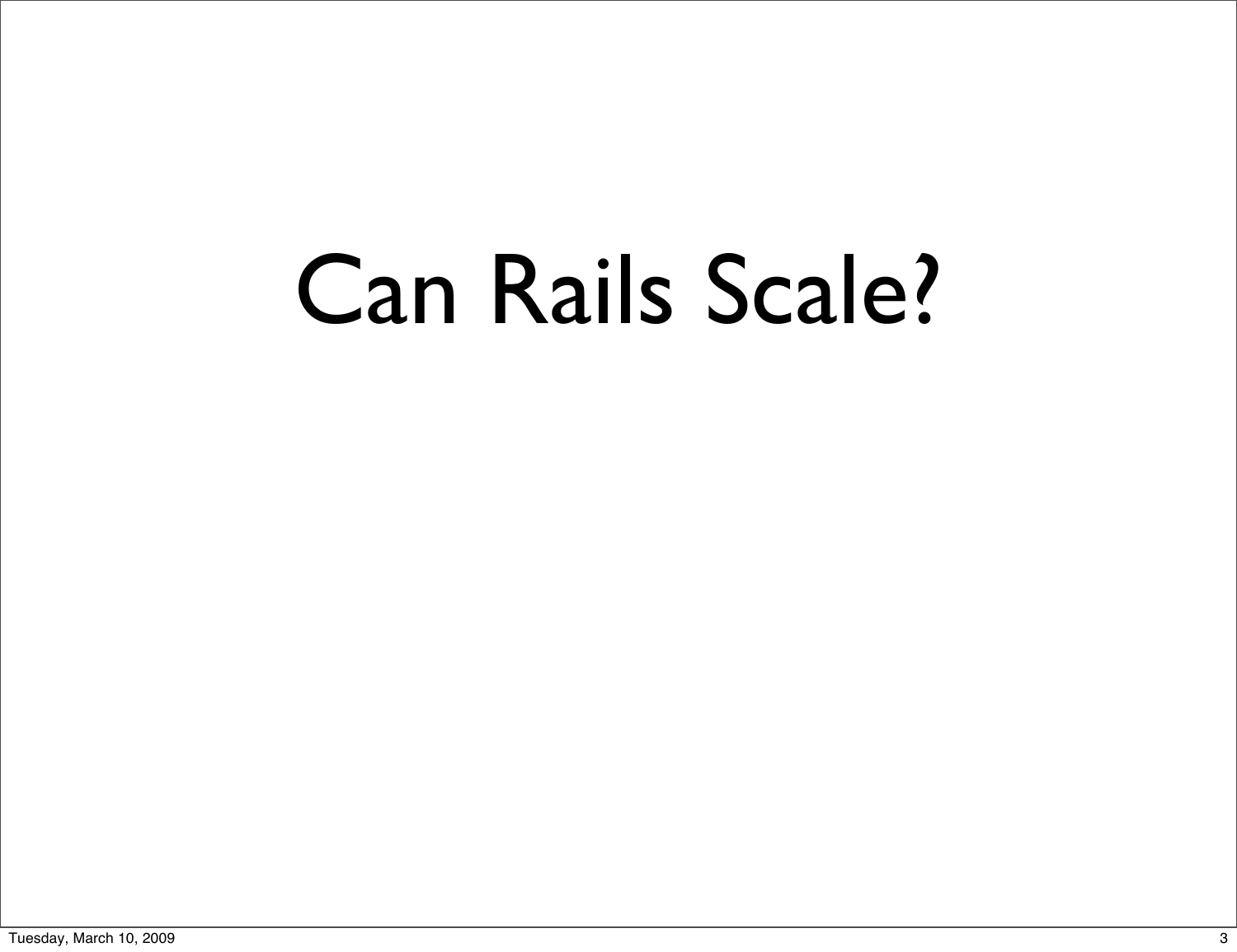# Can Rails Scale?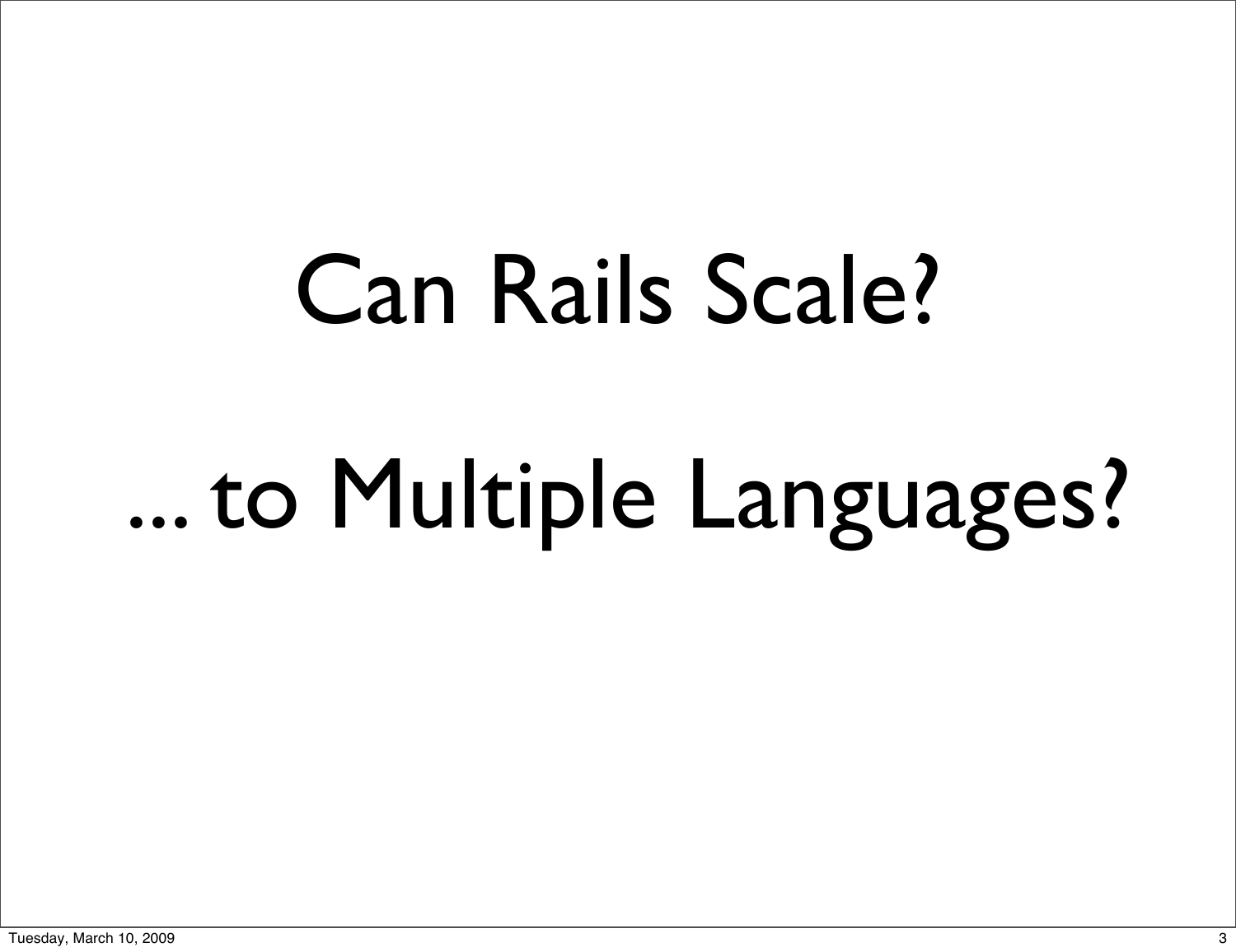# Can Rails Scale?

# ... to Multiple Languages?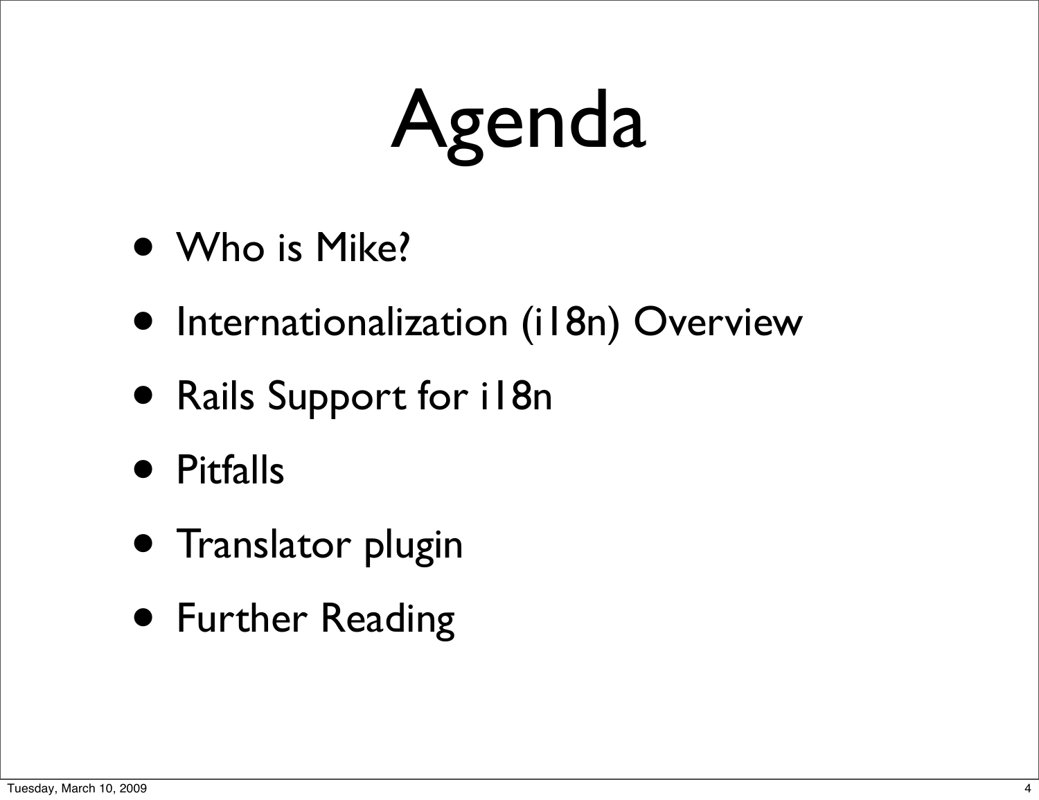# Agenda

- Who is Mike?
- Internationalization (i18n) Overview
- Rails Support for i18n
- Pitfalls
- Translator plugin
- Further Reading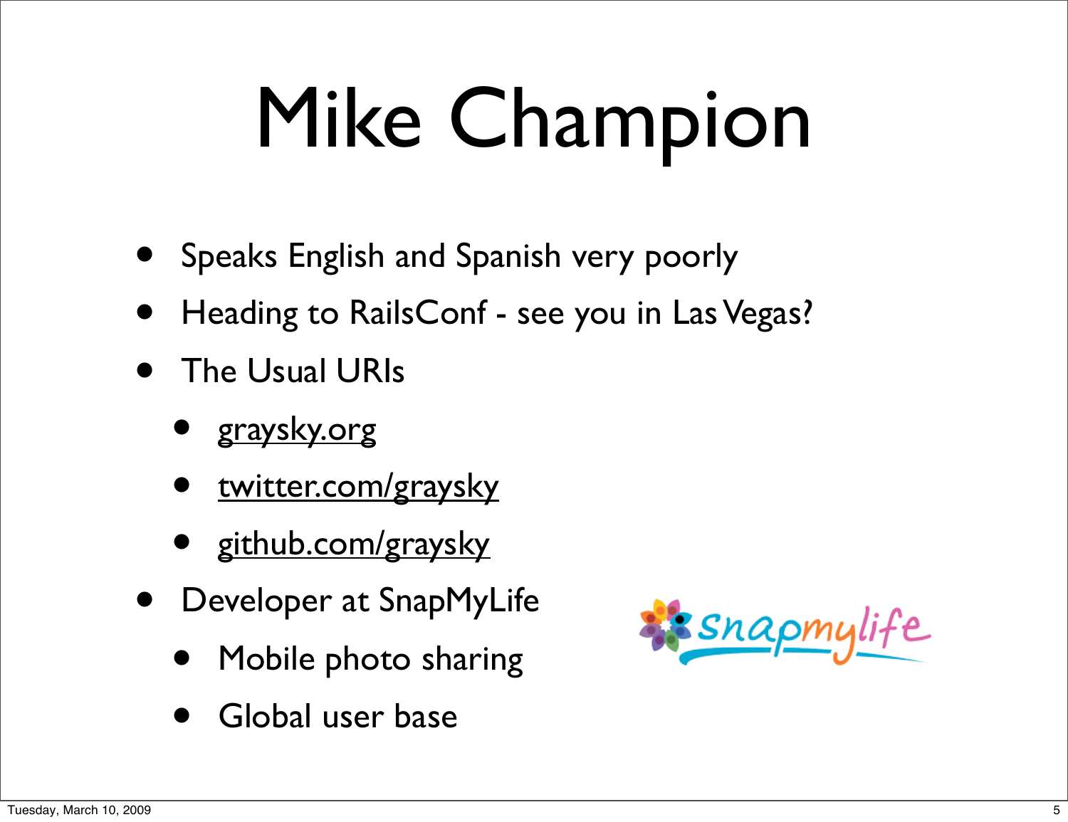# Mike Champion

- Speaks English and Spanish very poorly
- Heading to RailsConf - see you in Las Vegas?
- The Usual URIs
  - graysky.org
  - twitter.com/graysky
  - github.com/graysky
- Developer at SnapMyLife
  - Mobile photo sharing
  - Global user base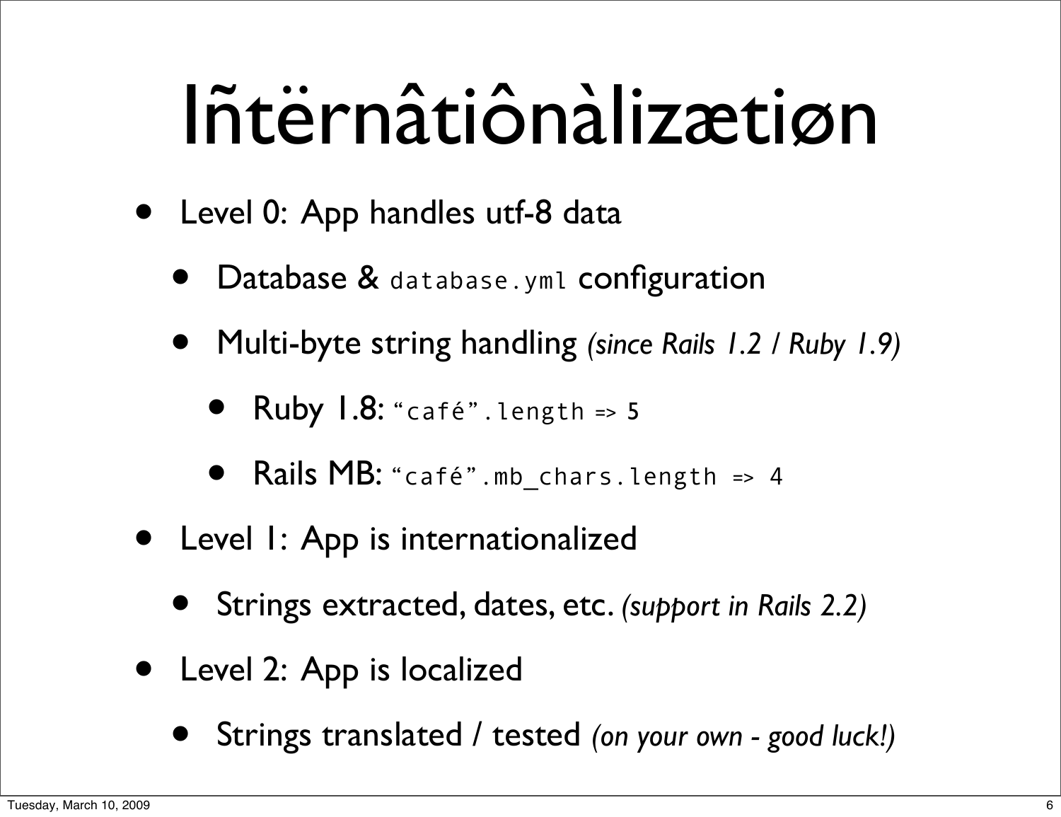# Ĩñtërnâtiônàlizætiøn

- Level 0: App handles utf-8 data
  - Database & `database.yml` configuration
  - Multi-byte string handling *(since Rails 1.2 / Ruby 1.9)*
    - Ruby 1.8: `“café”.length => 5`
    - Rails MB: `“café”.mb_chars.length => 4`
- Level 1: App is internationalized
  - Strings extracted, dates, etc. *(support in Rails 2.2)*
- Level 2: App is localized
  - Strings translated / tested *(on your own - good luck!)*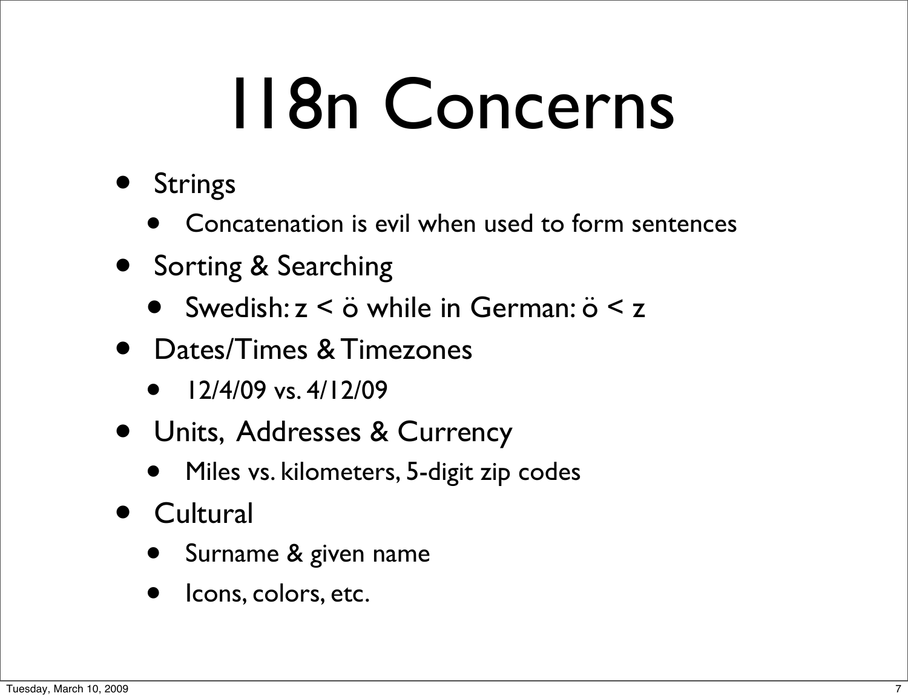# I18n Concerns

- Strings
  - Concatenation is evil when used to form sentences
- Sorting & Searching
  - Swedish: z < ö while in German: ö < z
- Dates/Times & Timezones
  - 12/4/09 vs. 4/12/09
- Units, Addresses & Currency
  - Miles vs. kilometers, 5-digit zip codes
- Cultural
  - Surname & given name
  - Icons, colors, etc.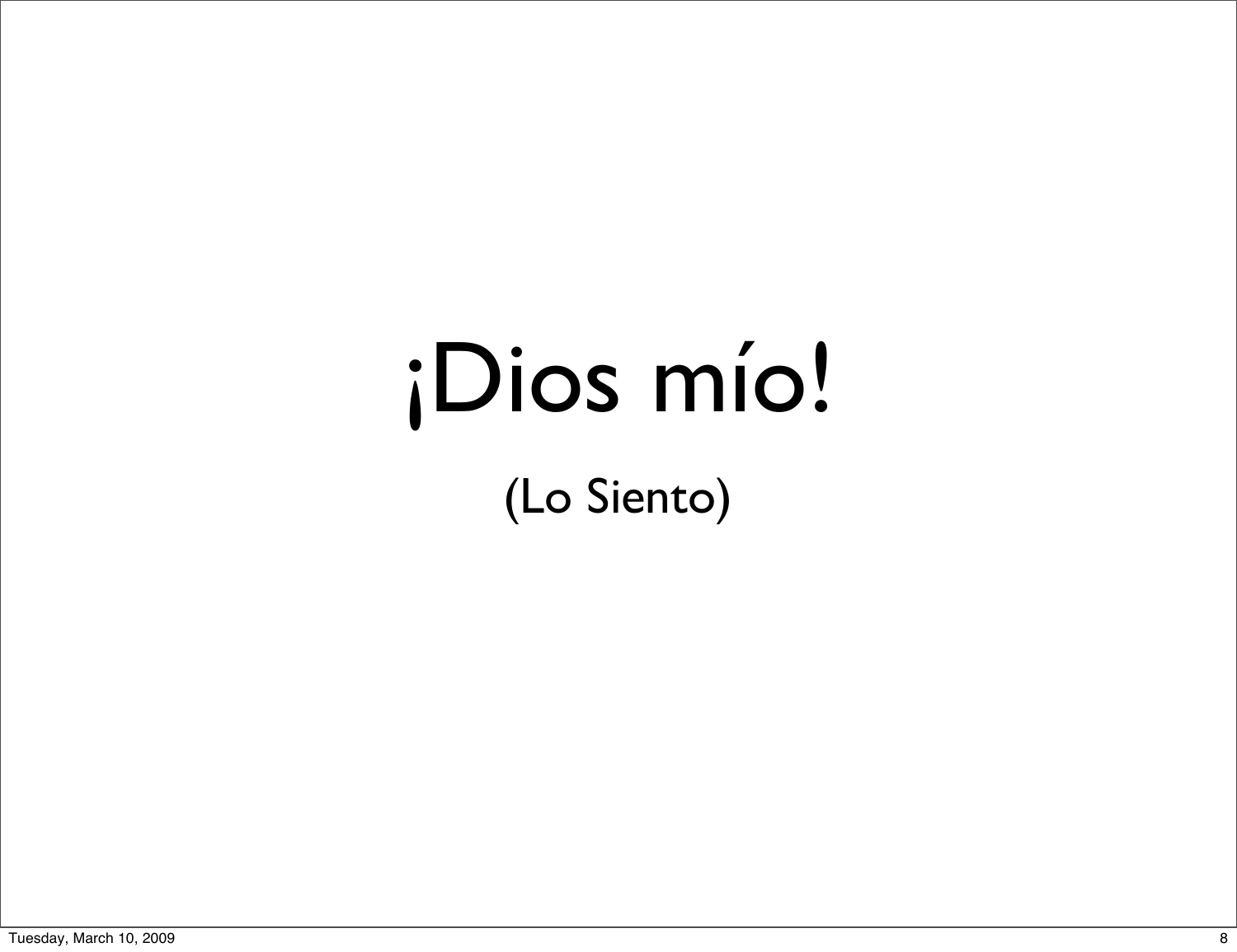# ¡Dios mío!

(Lo Siento)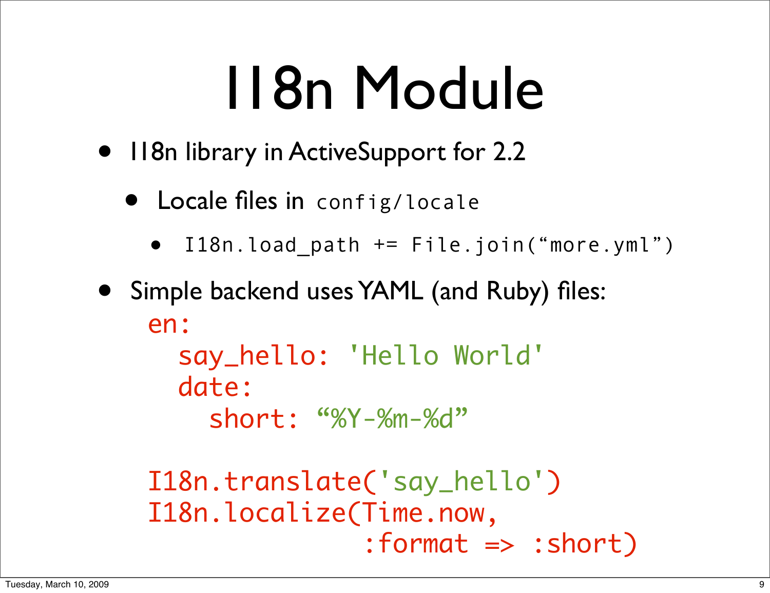# I18n Module

- I18n library in ActiveSupport for 2.2
  - Locale files in `config/locale`
    - `I18n.load_path += File.join(“more.yml”)`
- Simple backend uses YAML (and Ruby) files:

```
en:
  say_hello: 'Hello World'
  date:
    short: “%Y-%m-%d”

I18n.translate('say_hello')
I18n.localize(Time.now,
              :format => :short)
```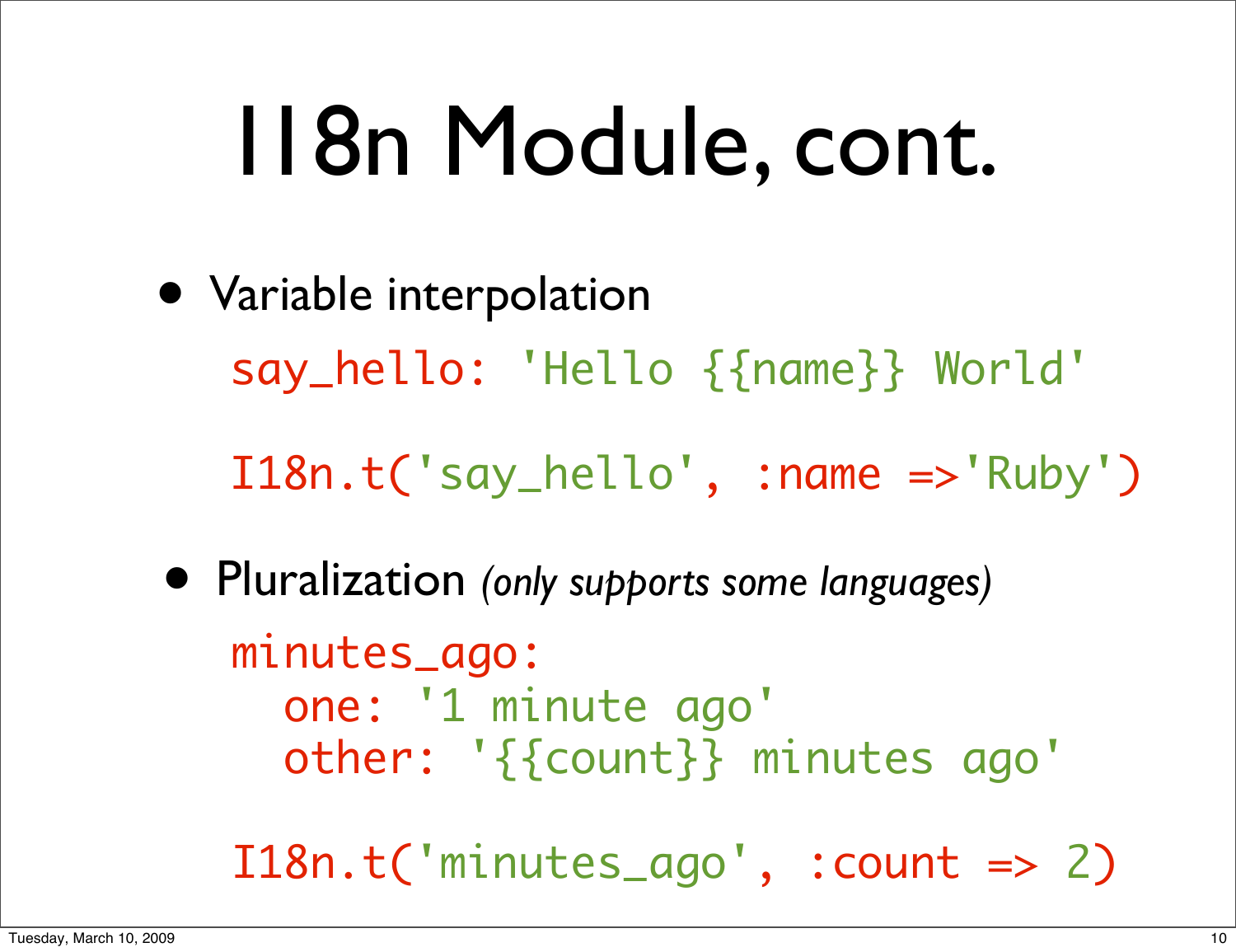# I18n Module, cont.

- Variable interpolation

```
say_hello: 'Hello {{name}} World'

I18n.t('say_hello', :name =>'Ruby')
```

- Pluralization *(only supports some languages)*

```
minutes_ago:
  one: '1 minute ago'
  other: '{{count}} minutes ago'

I18n.t('minutes_ago', :count => 2)
```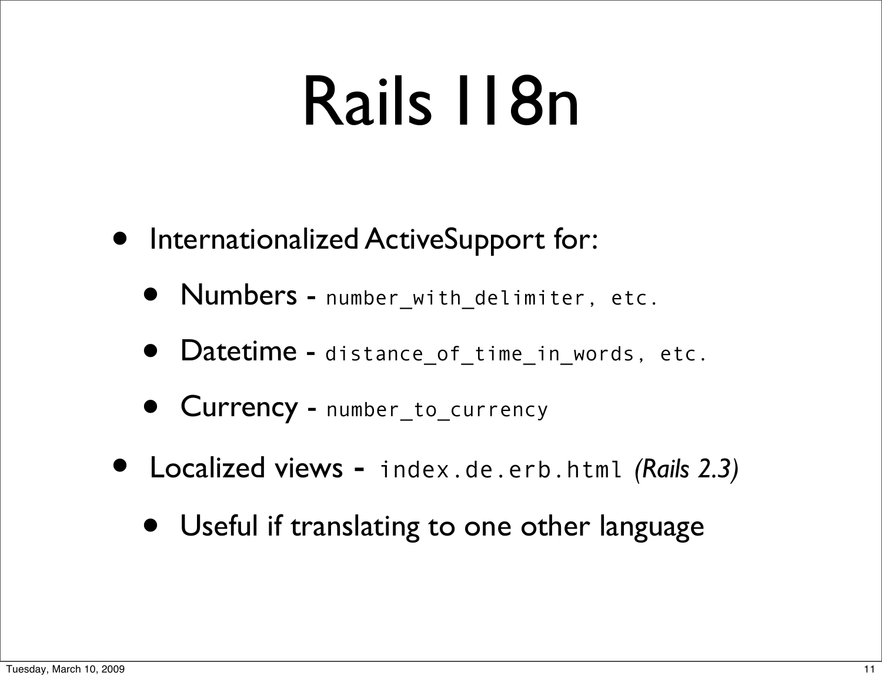# Rails I18n

- Internationalized ActiveSupport for:
  - Numbers - `number_with_delimiter, etc.`
  - Datetime - `distance_of_time_in_words, etc.`
  - Currency - `number_to_currency`
- Localized views - `index.de.erb.html` *(Rails 2.3)*
  - Useful if translating to one other language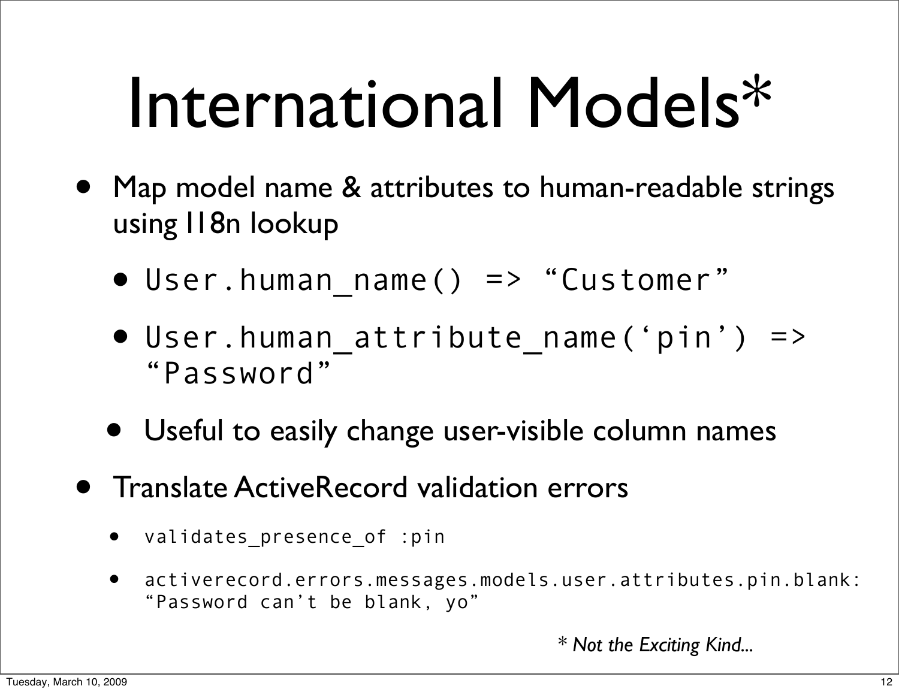# International Models*

- Map model name & attributes to human-readable strings using I18n lookup
  - `User.human_name() => “Customer”`
  - `User.human_attribute_name(‘pin’) => “Password”`
  - Useful to easily change user-visible column names
- Translate ActiveRecord validation errors
  - `validates_presence_of :pin`
  - `activerecord.errors.messages.models.user.attributes.pin.blank: “Password can’t be blank, yo”`

*\* Not the Exciting Kind...*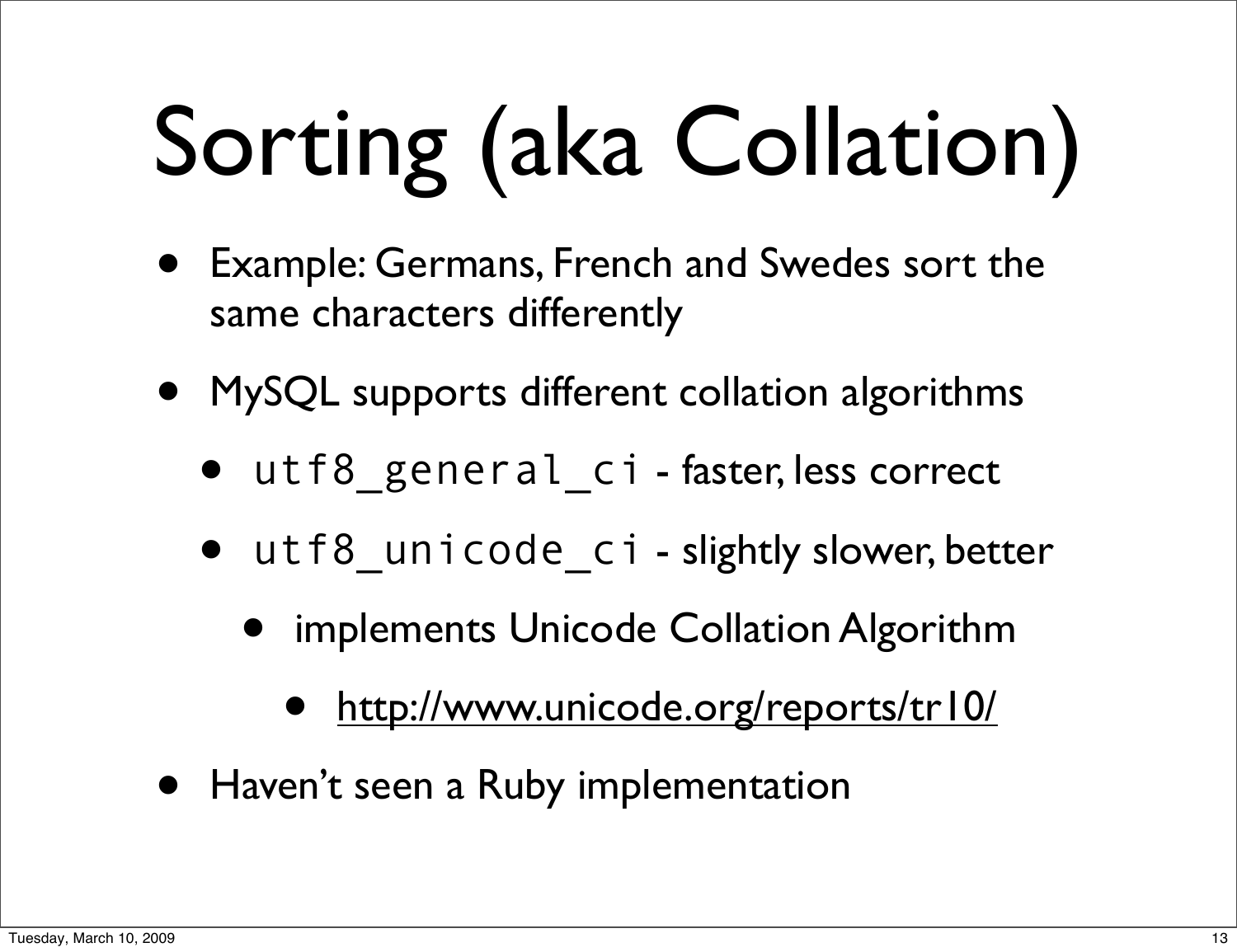# Sorting (aka Collation)

- Example: Germans, French and Swedes sort the same characters differently
- MySQL supports different collation algorithms
  - `utf8_general_ci` - faster, less correct
  - `utf8_unicode_ci` - slightly slower, better
    - implements Unicode Collation Algorithm
      - http://www.unicode.org/reports/tr10/
- Haven't seen a Ruby implementation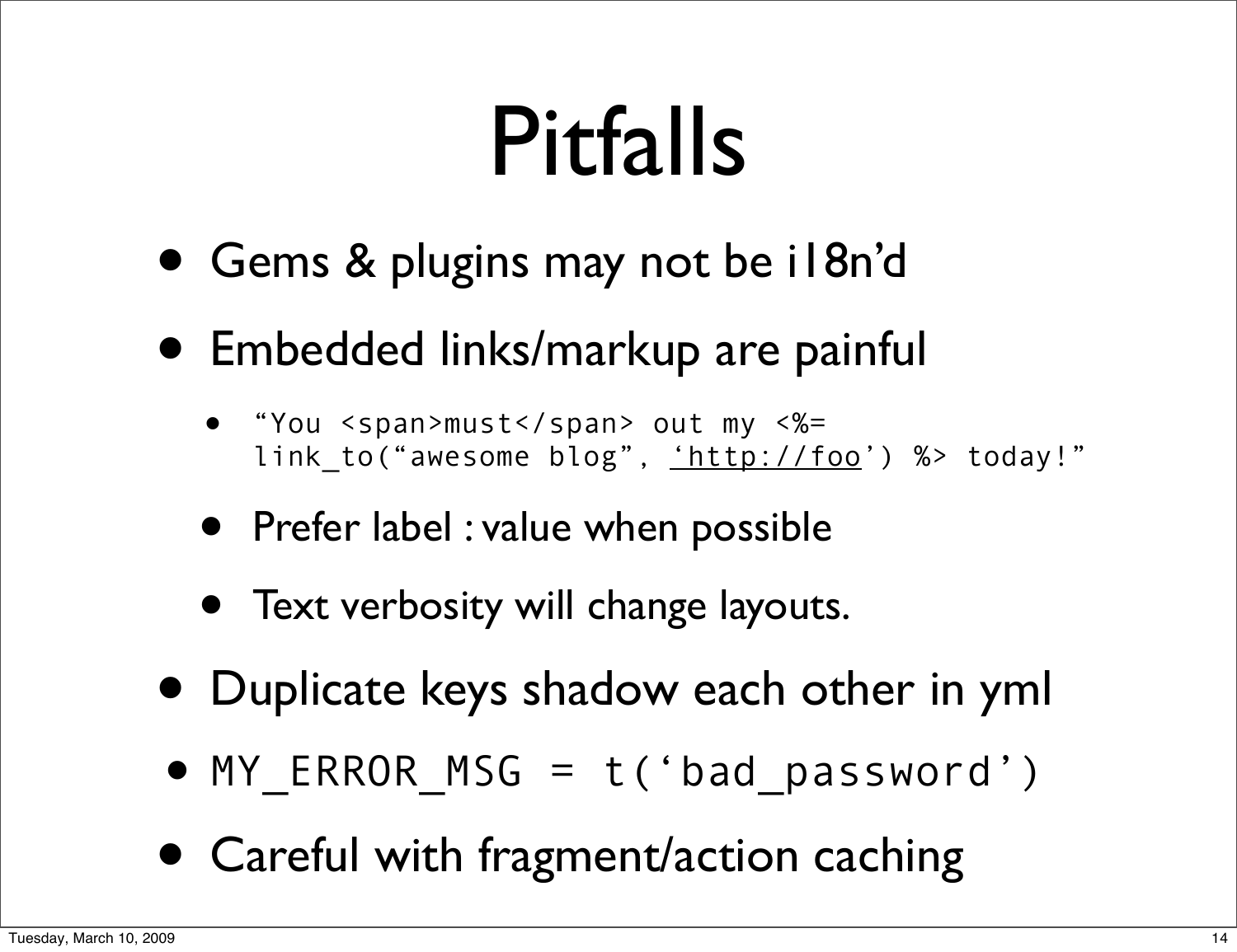# Pitfalls

- Gems & plugins may not be i18n'd
- Embedded links/markup are painful
  - `“You <span>must</span> out my <%= link_to(“awesome blog”, ‘http://foo’) %> today!”`
  - Prefer label : value when possible
  - Text verbosity will change layouts.
- Duplicate keys shadow each other in yml
- `MY_ERROR_MSG = t(‘bad_password’)`
- Careful with fragment/action caching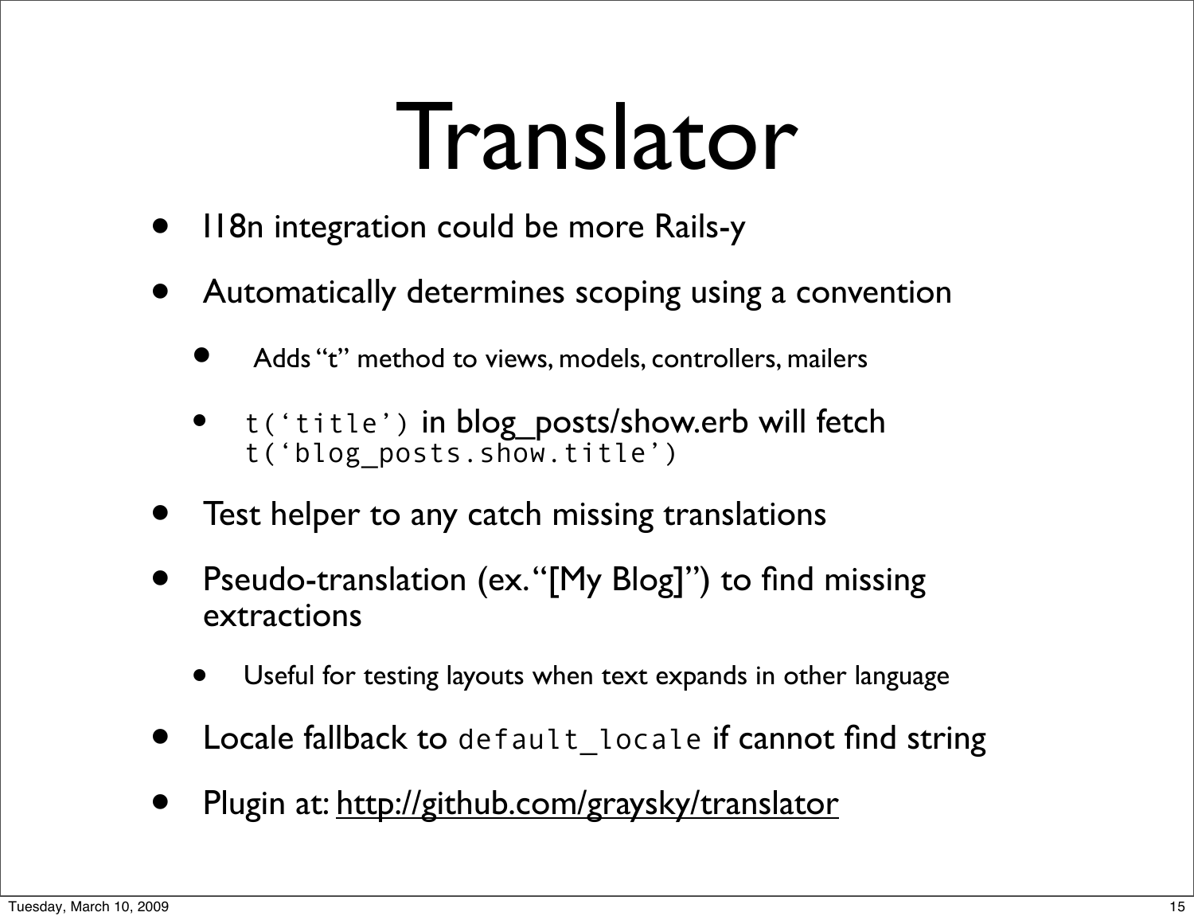# Translator

- I18n integration could be more Rails-y
- Automatically determines scoping using a convention
  - Adds “t” method to views, models, controllers, mailers
  - `t(‘title’)` in blog_posts/show.erb will fetch `t(‘blog_posts.show.title’)`
- Test helper to any catch missing translations
- Pseudo-translation (ex. “[My Blog]”) to find missing extractions
  - Useful for testing layouts when text expands in other language
- Locale fallback to `default_locale` if cannot find string
- Plugin at: http://github.com/graysky/translator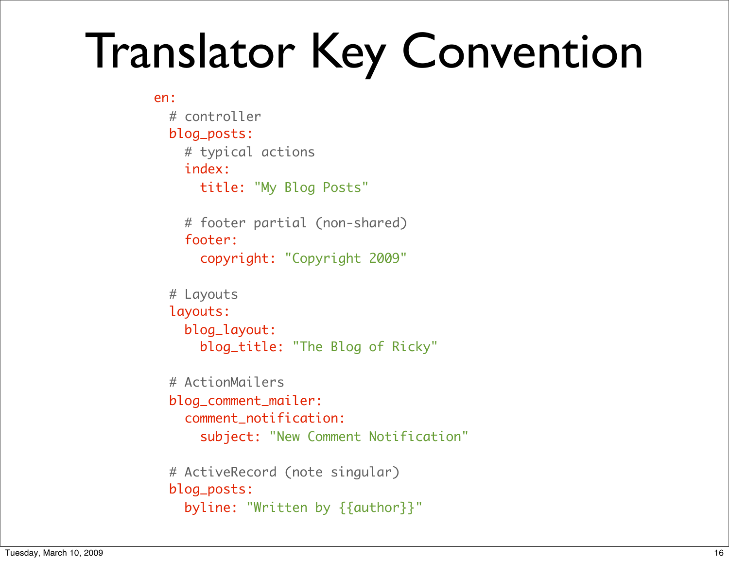# Translator Key Convention

```yaml
en:
  # controller
  blog_posts:
    # typical actions
    index:
      title: "My Blog Posts"

    # footer partial (non-shared)
    footer:
      copyright: "Copyright 2009"

  # Layouts
  layouts:
    blog_layout:
      blog_title: "The Blog of Ricky"

  # ActionMailers
  blog_comment_mailer:
    comment_notification:
      subject: "New Comment Notification"

  # ActiveRecord (note singular)
  blog_posts:
    byline: "Written by {{author}}"
```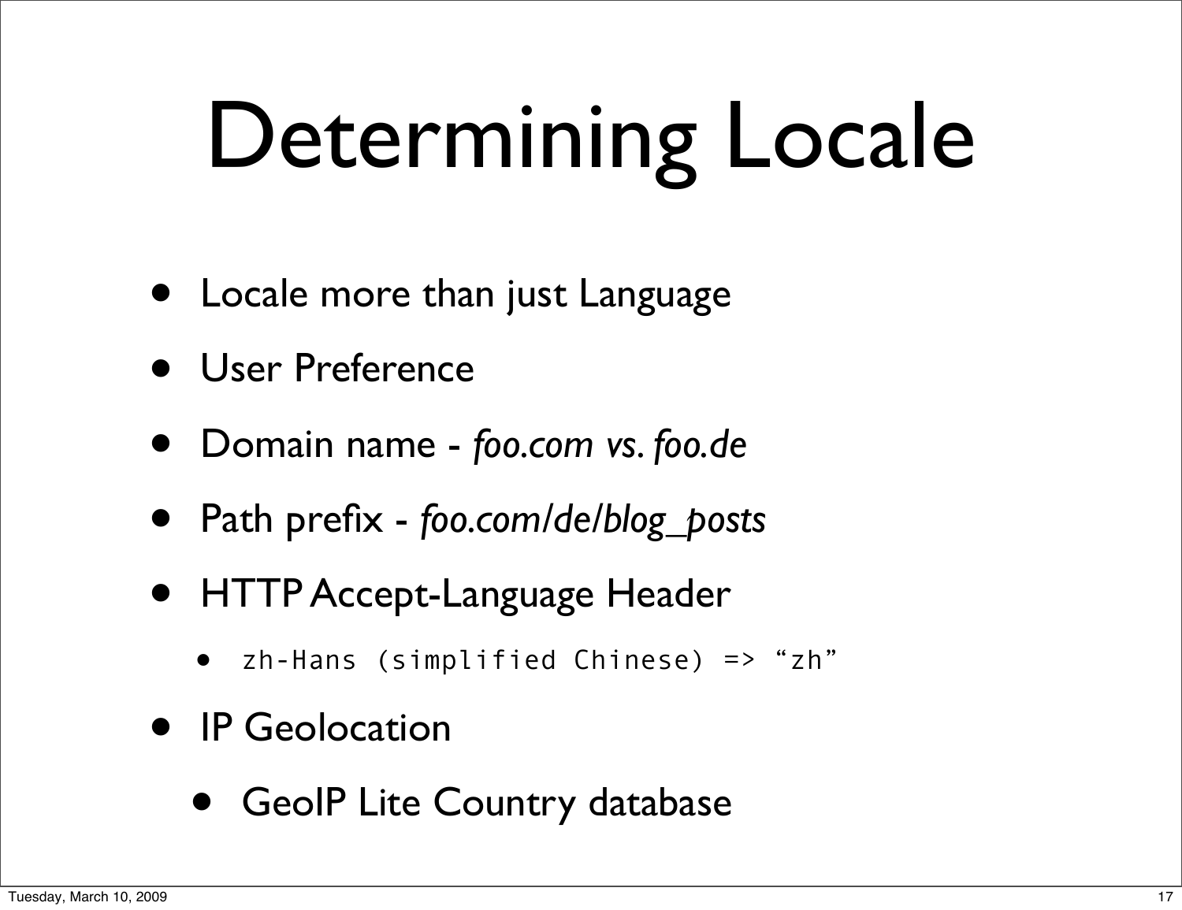# Determining Locale

- Locale more than just Language
- User Preference
- Domain name - *foo.com vs. foo.de*
- Path prefix - *foo.com/de/blog_posts*
- HTTP Accept-Language Header
  - `zh-Hans (simplified Chinese) => "zh"`
- IP Geolocation
  - GeoIP Lite Country database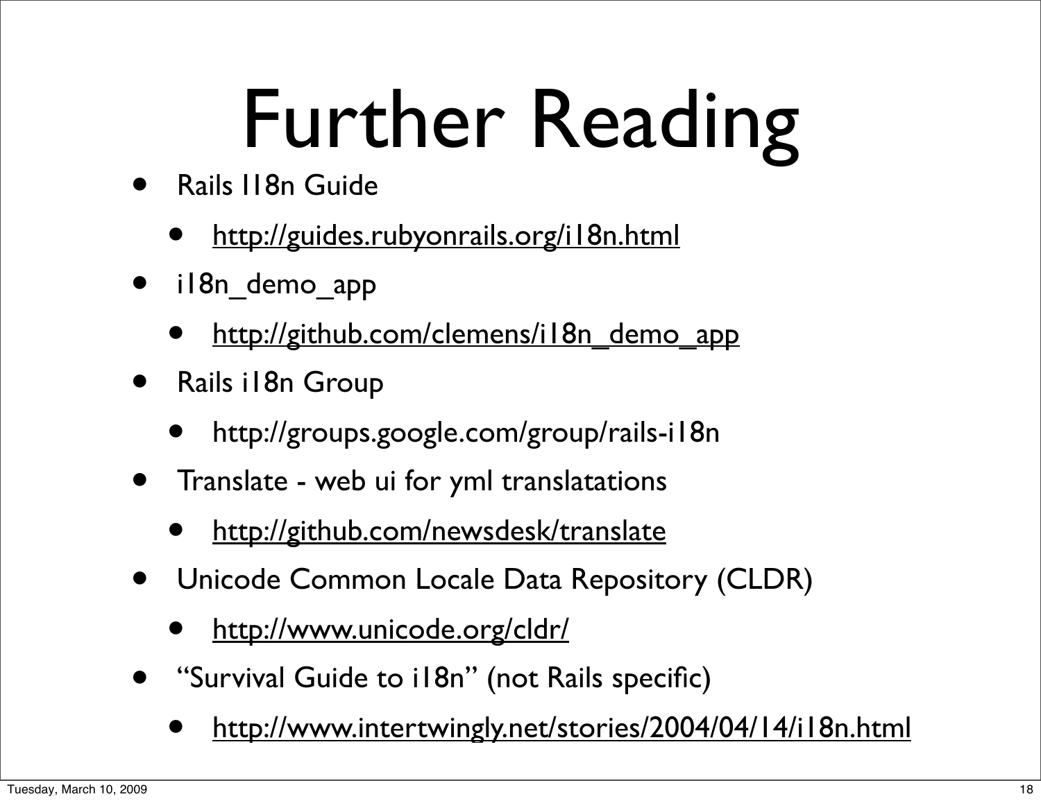# Further Reading

- Rails I18n Guide
  - http://guides.rubyonrails.org/i18n.html
- i18n_demo_app
  - http://github.com/clemens/i18n_demo_app
- Rails i18n Group
  - http://groups.google.com/group/rails-i18n
- Translate - web ui for yml translatations
  - http://github.com/newsdesk/translate
- Unicode Common Locale Data Repository (CLDR)
  - http://www.unicode.org/cldr/
- "Survival Guide to i18n" (not Rails specific)
  - http://www.intertwingly.net/stories/2004/04/14/i18n.html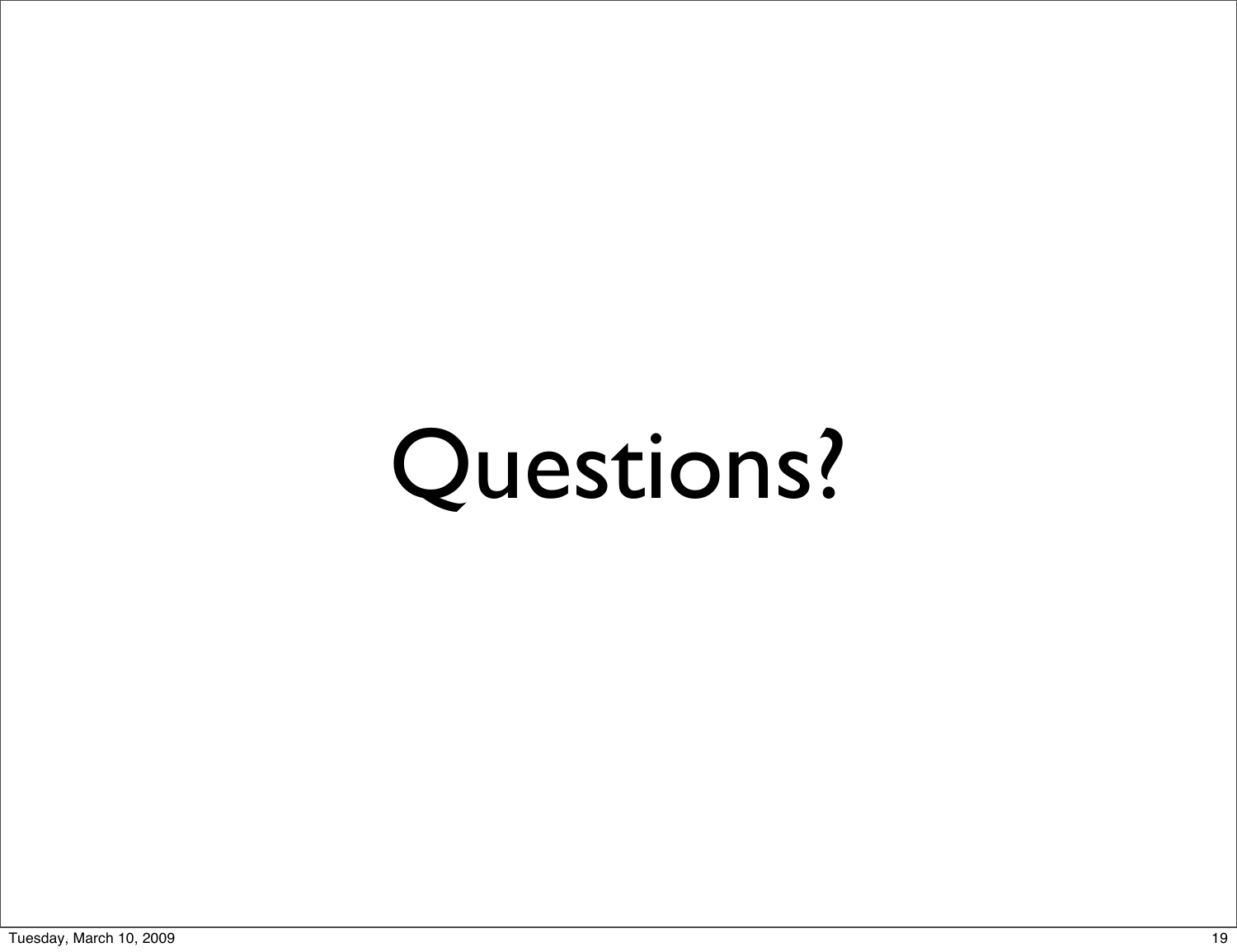# Questions?